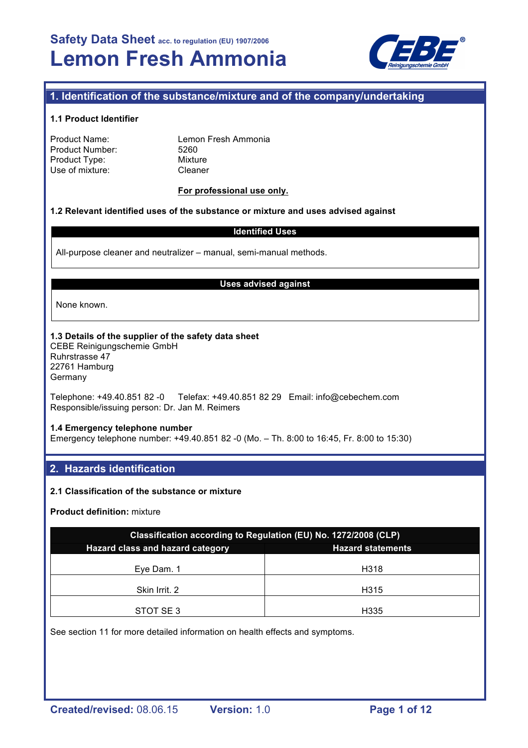# Safety Data Sheet acc. to regulation (EU) 1907/2006

# Lemon Fresh Ammonia

## 1. Identification of the substance/mixture and of the company/undertaking

### 1.1 Product Identifier

| | |
|---|---|
| Product Name: | Lemon Fresh Ammonia |
| Product Number: | 5260 |
| Product Type: | Mixture |
| Use of mixture: | Cleaner |

**For professional use only.**

### 1.2 Relevant identified uses of the substance or mixture and uses advised against

| Identified Uses |
|---|
| All-purpose cleaner and neutralizer – manual, semi-manual methods. |

| Uses advised against |
|---|
| None known. |

### 1.3 Details of the supplier of the safety data sheet

CEBE Reinigungschemie GmbH
Ruhrstrasse 47
22761 Hamburg
Germany

Telephone: +49.40.851 82 -0 Telefax: +49.40.851 82 29 Email: info@cebechem.com
Responsible/issuing person: Dr. Jan M. Reimers

### 1.4 Emergency telephone number

Emergency telephone number: +49.40.851 82 -0 (Mo. – Th. 8:00 to 16:45, Fr. 8:00 to 15:30)

## 2. Hazards identification

### 2.1 Classification of the substance or mixture

**Product definition:** mixture

| Classification according to Regulation (EU) No. 1272/2008 (CLP) | |
|---|---|
| **Hazard class and hazard category** | **Hazard statements** |
| Eye Dam. 1 | H318 |
| Skin Irrit. 2 | H315 |
| STOT SE 3 | H335 |

See section 11 for more detailed information on health effects and symptoms.

**Created/revised:** 08.06.15 **Version:** 1.0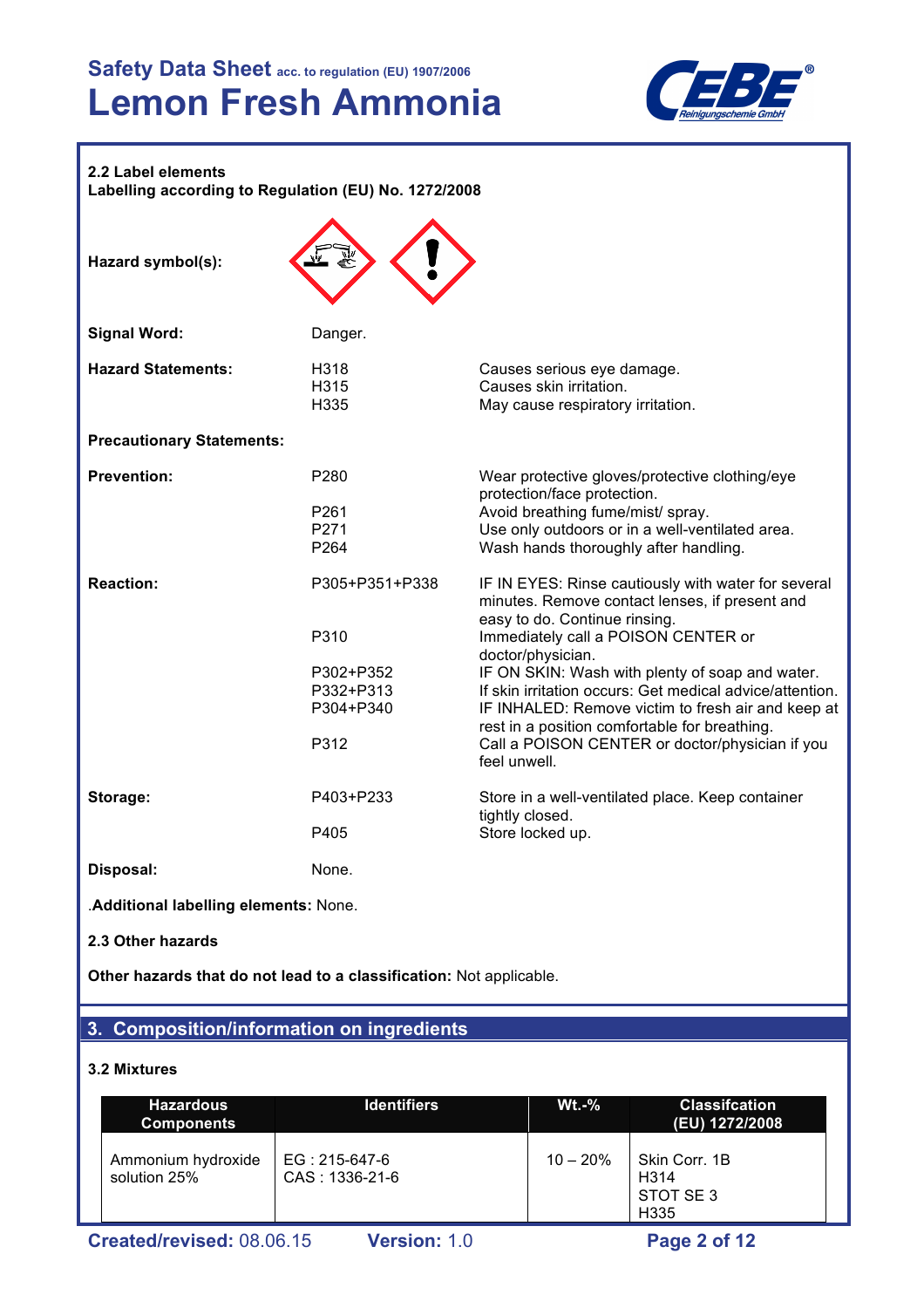### 2.2 Label elements

**Labelling according to Regulation (EU) No. 1272/2008**

| | | |
|---|---|---|
| **Hazard symbol(s):** | | |
| **Signal Word:** | Danger. | |
| **Hazard Statements:** | H318<br>H315<br>H335 | Causes serious eye damage.<br>Causes skin irritation.<br>May cause respiratory irritation. |
| **Precautionary Statements:** | | |
| **Prevention:** | P280<br><br>P261<br>P271<br>P264 | Wear protective gloves/protective clothing/eye protection/face protection.<br>Avoid breathing fume/mist/ spray.<br>Use only outdoors or in a well-ventilated area.<br>Wash hands thoroughly after handling. |
| **Reaction:** | P305+P351+P338<br><br>P310<br><br>P302+P352<br>P332+P313<br>P304+P340<br><br>P312 | IF IN EYES: Rinse cautiously with water for several minutes. Remove contact lenses, if present and easy to do. Continue rinsing.<br>Immediately call a POISON CENTER or doctor/physician.<br>IF ON SKIN: Wash with plenty of soap and water.<br>If skin irritation occurs: Get medical advice/attention.<br>IF INHALED: Remove victim to fresh air and keep at rest in a position comfortable for breathing.<br>Call a POISON CENTER or doctor/physician if you feel unwell. |
| **Storage:** | P403+P233<br><br>P405 | Store in a well-ventilated place. Keep container tightly closed.<br>Store locked up. |
| **Disposal:** | None. | |

.**Additional labelling elements:** None.

### 2.3 Other hazards

**Other hazards that do not lead to a classification:** Not applicable.

## 3. Composition/information on ingredients

### 3.2 Mixtures

| Hazardous Components | Identifiers | Wt.-% | Classifcation (EU) 1272/2008 |
|---|---|---|---|
| Ammonium hydroxide solution 25% | EG : 215-647-6<br>CAS : 1336-21-6 | 10 – 20% | Skin Corr. 1B<br>H314<br>STOT SE 3<br>H335 |

**Created/revised:** 08.06.15 **Version:** 1.0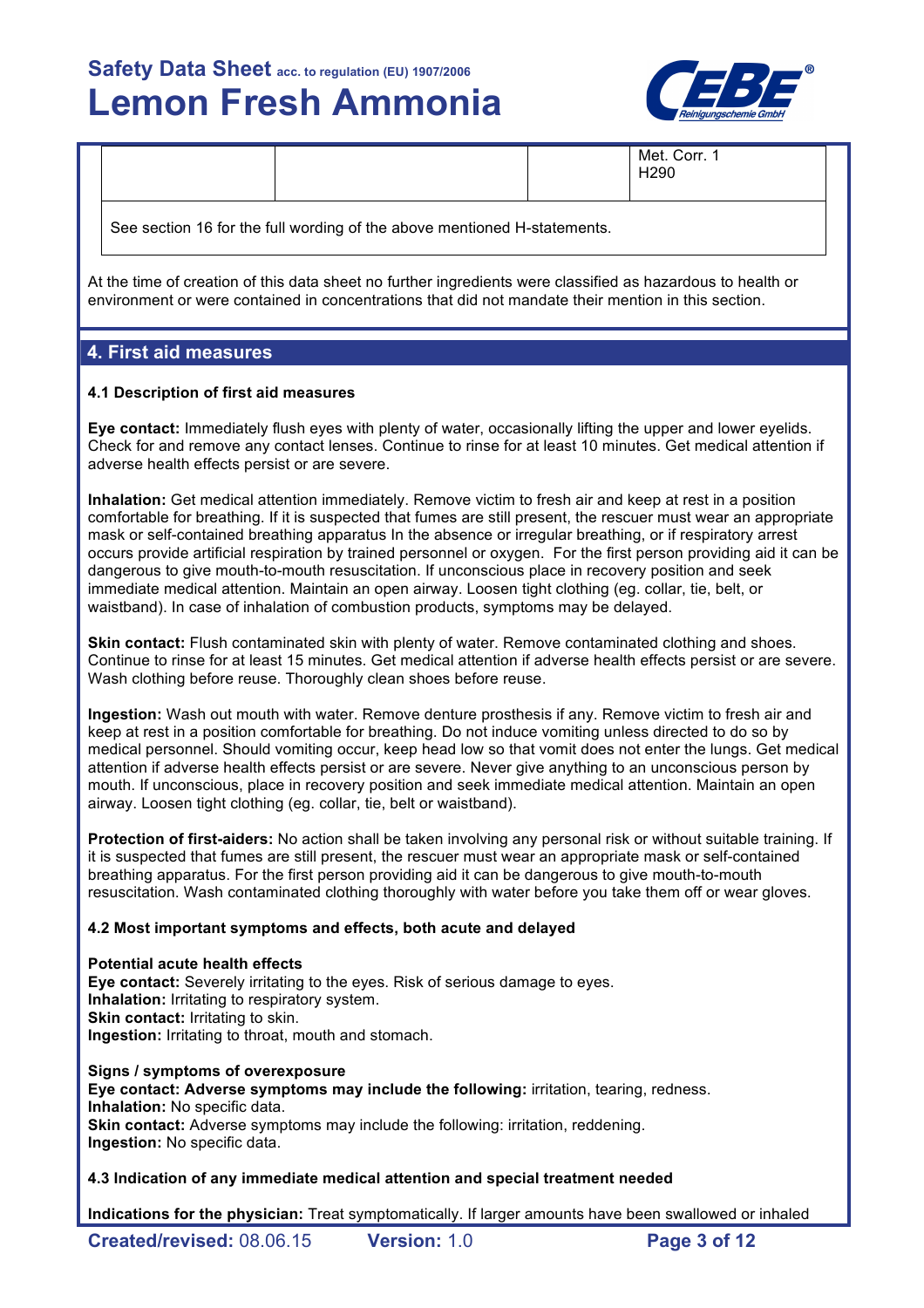| | | | |
|---|---|---|---|
| | | | Met. Corr. 1<br>H290 |
| See section 16 for the full wording of the above mentioned H-statements. | | | |

At the time of creation of this data sheet no further ingredients were classified as hazardous to health or environment or were contained in concentrations that did not mandate their mention in this section.

## 4. First aid measures

### 4.1 Description of first aid measures

**Eye contact:** Immediately flush eyes with plenty of water, occasionally lifting the upper and lower eyelids. Check for and remove any contact lenses. Continue to rinse for at least 10 minutes. Get medical attention if adverse health effects persist or are severe.

**Inhalation:** Get medical attention immediately. Remove victim to fresh air and keep at rest in a position comfortable for breathing. If it is suspected that fumes are still present, the rescuer must wear an appropriate mask or self-contained breathing apparatus In the absence or irregular breathing, or if respiratory arrest occurs provide artificial respiration by trained personnel or oxygen. For the first person providing aid it can be dangerous to give mouth-to-mouth resuscitation. If unconscious place in recovery position and seek immediate medical attention. Maintain an open airway. Loosen tight clothing (eg. collar, tie, belt, or waistband). In case of inhalation of combustion products, symptoms may be delayed.

**Skin contact:** Flush contaminated skin with plenty of water. Remove contaminated clothing and shoes. Continue to rinse for at least 15 minutes. Get medical attention if adverse health effects persist or are severe. Wash clothing before reuse. Thoroughly clean shoes before reuse.

**Ingestion:** Wash out mouth with water. Remove denture prosthesis if any. Remove victim to fresh air and keep at rest in a position comfortable for breathing. Do not induce vomiting unless directed to do so by medical personnel. Should vomiting occur, keep head low so that vomit does not enter the lungs. Get medical attention if adverse health effects persist or are severe. Never give anything to an unconscious person by mouth. If unconscious, place in recovery position and seek immediate medical attention. Maintain an open airway. Loosen tight clothing (eg. collar, tie, belt or waistband).

**Protection of first-aiders:** No action shall be taken involving any personal risk or without suitable training. If it is suspected that fumes are still present, the rescuer must wear an appropriate mask or self-contained breathing apparatus. For the first person providing aid it can be dangerous to give mouth-to-mouth resuscitation. Wash contaminated clothing thoroughly with water before you take them off or wear gloves.

### 4.2 Most important symptoms and effects, both acute and delayed

**Potential acute health effects**
**Eye contact:** Severely irritating to the eyes. Risk of serious damage to eyes.
**Inhalation:** Irritating to respiratory system.
**Skin contact:** Irritating to skin.
**Ingestion:** Irritating to throat, mouth and stomach.

**Signs / symptoms of overexposure**
**Eye contact: Adverse symptoms may include the following:** irritation, tearing, redness.
**Inhalation:** No specific data.
**Skin contact:** Adverse symptoms may include the following: irritation, reddening.
**Ingestion:** No specific data.

### 4.3 Indication of any immediate medical attention and special treatment needed

**Indications for the physician:** Treat symptomatically. If larger amounts have been swallowed or inhaled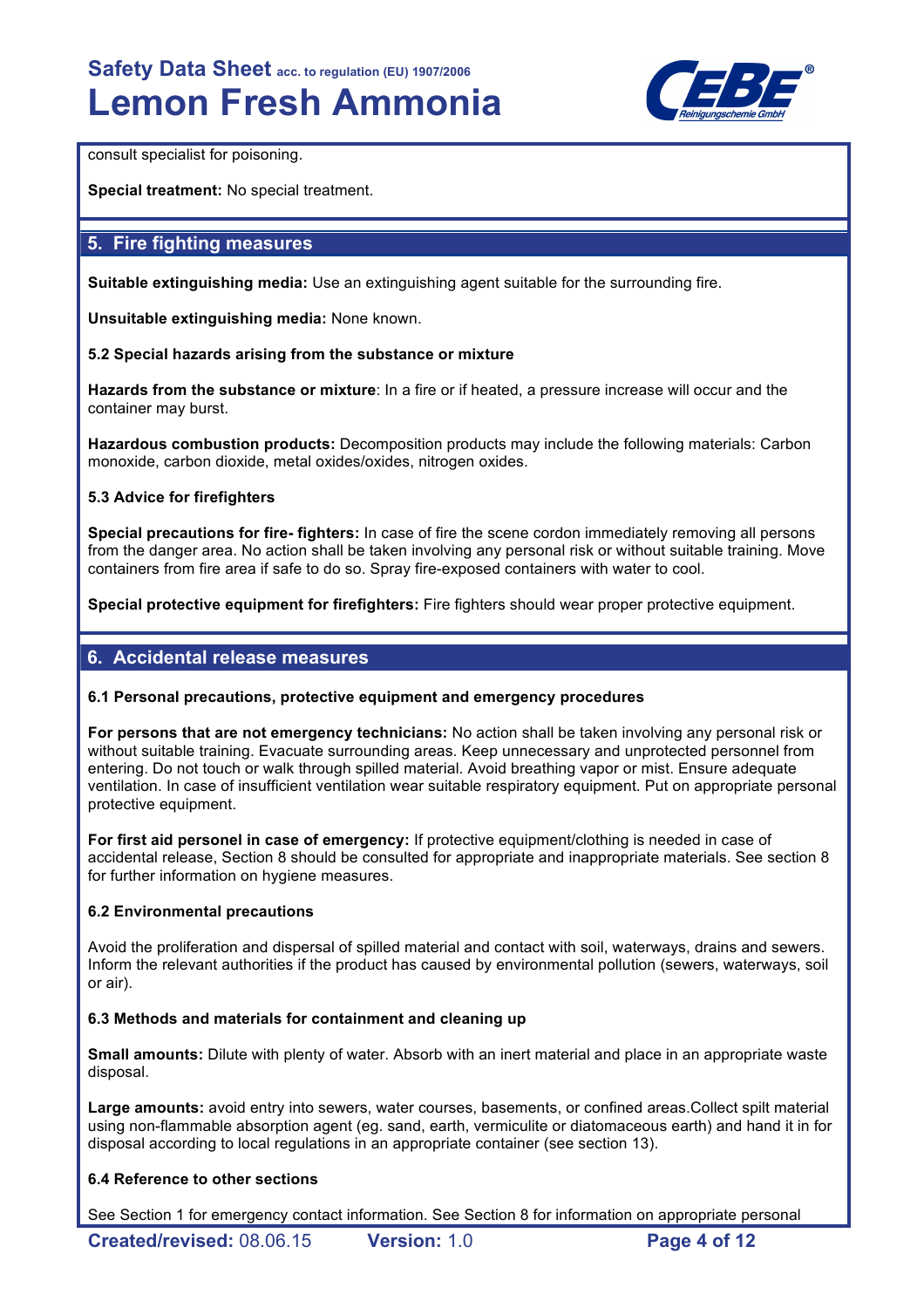consult specialist for poisoning.

**Special treatment:** No special treatment.

## 5. Fire fighting measures

**Suitable extinguishing media:** Use an extinguishing agent suitable for the surrounding fire.

**Unsuitable extinguishing media:** None known.

### 5.2 Special hazards arising from the substance or mixture

**Hazards from the substance or mixture**: In a fire or if heated, a pressure increase will occur and the container may burst.

**Hazardous combustion products:** Decomposition products may include the following materials: Carbon monoxide, carbon dioxide, metal oxides/oxides, nitrogen oxides.

### 5.3 Advice for firefighters

**Special precautions for fire- fighters:** In case of fire the scene cordon immediately removing all persons from the danger area. No action shall be taken involving any personal risk or without suitable training. Move containers from fire area if safe to do so. Spray fire-exposed containers with water to cool.

**Special protective equipment for firefighters:** Fire fighters should wear proper protective equipment.

## 6. Accidental release measures

### 6.1 Personal precautions, protective equipment and emergency procedures

**For persons that are not emergency technicians:** No action shall be taken involving any personal risk or without suitable training. Evacuate surrounding areas. Keep unnecessary and unprotected personnel from entering. Do not touch or walk through spilled material. Avoid breathing vapor or mist. Ensure adequate ventilation. In case of insufficient ventilation wear suitable respiratory equipment. Put on appropriate personal protective equipment.

**For first aid personel in case of emergency:** If protective equipment/clothing is needed in case of accidental release, Section 8 should be consulted for appropriate and inappropriate materials. See section 8 for further information on hygiene measures.

### 6.2 Environmental precautions

Avoid the proliferation and dispersal of spilled material and contact with soil, waterways, drains and sewers. Inform the relevant authorities if the product has caused by environmental pollution (sewers, waterways, soil or air).

### 6.3 Methods and materials for containment and cleaning up

**Small amounts:** Dilute with plenty of water. Absorb with an inert material and place in an appropriate waste disposal.

**Large amounts:** avoid entry into sewers, water courses, basements, or confined areas.Collect spilt material using non-flammable absorption agent (eg. sand, earth, vermiculite or diatomaceous earth) and hand it in for disposal according to local regulations in an appropriate container (see section 13).

### 6.4 Reference to other sections

See Section 1 for emergency contact information. See Section 8 for information on appropriate personal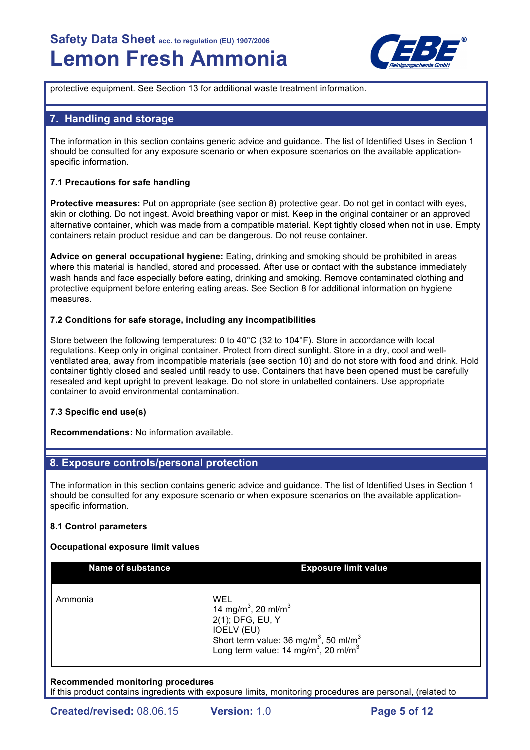protective equipment. See Section 13 for additional waste treatment information.

## 7. Handling and storage

The information in this section contains generic advice and guidance. The list of Identified Uses in Section 1 should be consulted for any exposure scenario or when exposure scenarios on the available application-specific information.

### 7.1 Precautions for safe handling

**Protective measures:** Put on appropriate (see section 8) protective gear. Do not get in contact with eyes, skin or clothing. Do not ingest. Avoid breathing vapor or mist. Keep in the original container or an approved alternative container, which was made from a compatible material. Kept tightly closed when not in use. Empty containers retain product residue and can be dangerous. Do not reuse container.

**Advice on general occupational hygiene:** Eating, drinking and smoking should be prohibited in areas where this material is handled, stored and processed. After use or contact with the substance immediately wash hands and face especially before eating, drinking and smoking. Remove contaminated clothing and protective equipment before entering eating areas. See Section 8 for additional information on hygiene measures.

### 7.2 Conditions for safe storage, including any incompatibilities

Store between the following temperatures: 0 to 40°C (32 to 104°F). Store in accordance with local regulations. Keep only in original container. Protect from direct sunlight. Store in a dry, cool and well-ventilated area, away from incompatible materials (see section 10) and do not store with food and drink. Hold container tightly closed and sealed until ready to use. Containers that have been opened must be carefully resealed and kept upright to prevent leakage. Do not store in unlabelled containers. Use appropriate container to avoid environmental contamination.

### 7.3 Specific end use(s)

**Recommendations:** No information available.

## 8. Exposure controls/personal protection

The information in this section contains generic advice and guidance. The list of Identified Uses in Section 1 should be consulted for any exposure scenario or when exposure scenarios on the available application-specific information.

### 8.1 Control parameters

**Occupational exposure limit values**

| Name of substance | Exposure limit value |
|---|---|
| Ammonia | WEL<br>14 mg/m$^3$, 20 ml/m$^3$<br>2(1); DFG, EU, Y<br>IOELV (EU)<br>Short term value: 36 mg/m$^3$, 50 ml/m$^3$<br>Long term value: 14 mg/m$^3$, 20 ml/m$^3$ |

**Recommended monitoring procedures**
If this product contains ingredients with exposure limits, monitoring procedures are personal, (related to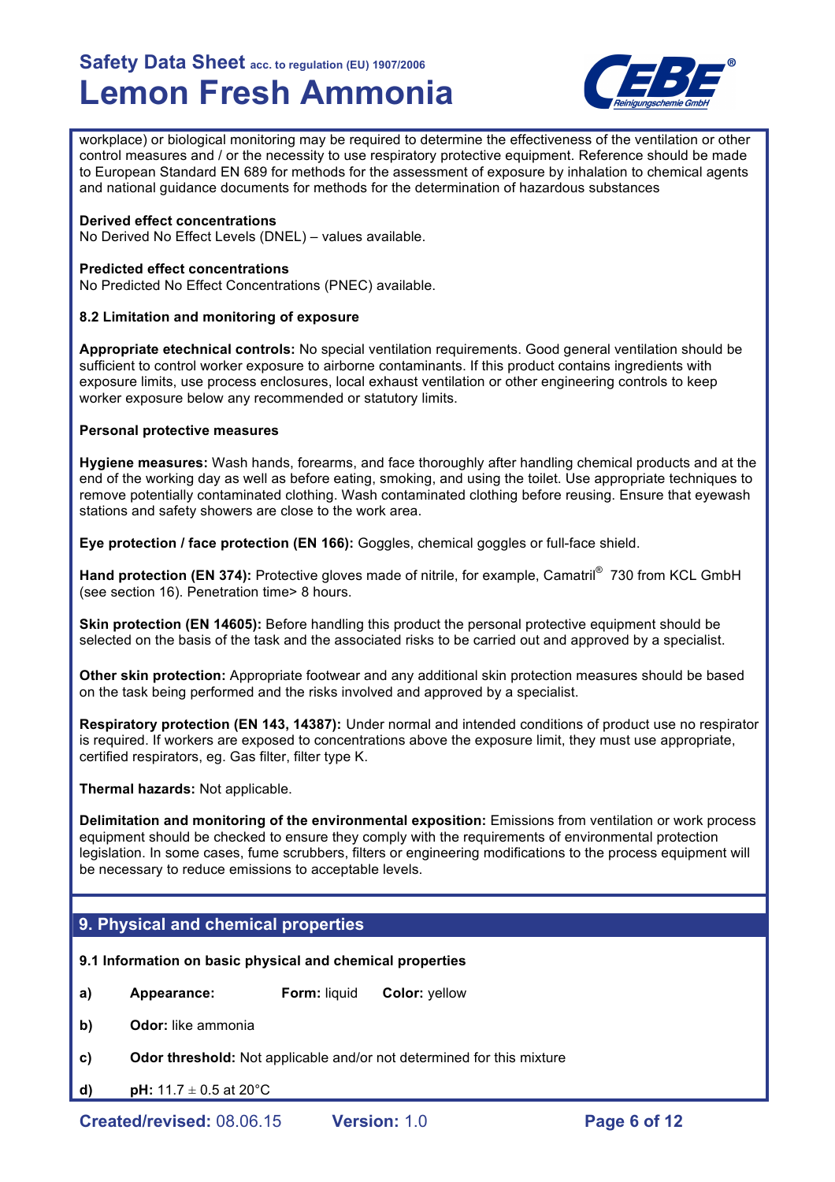workplace) or biological monitoring may be required to determine the effectiveness of the ventilation or other control measures and / or the necessity to use respiratory protective equipment. Reference should be made to European Standard EN 689 for methods for the assessment of exposure by inhalation to chemical agents and national guidance documents for methods for the determination of hazardous substances

**Derived effect concentrations**
No Derived No Effect Levels (DNEL) – values available.

**Predicted effect concentrations**
No Predicted No Effect Concentrations (PNEC) available.

**8.2 Limitation and monitoring of exposure**

**Appropriate etechnical controls:** No special ventilation requirements. Good general ventilation should be sufficient to control worker exposure to airborne contaminants. If this product contains ingredients with exposure limits, use process enclosures, local exhaust ventilation or other engineering controls to keep worker exposure below any recommended or statutory limits.

**Personal protective measures**

**Hygiene measures:** Wash hands, forearms, and face thoroughly after handling chemical products and at the end of the working day as well as before eating, smoking, and using the toilet. Use appropriate techniques to remove potentially contaminated clothing. Wash contaminated clothing before reusing. Ensure that eyewash stations and safety showers are close to the work area.

**Eye protection / face protection (EN 166):** Goggles, chemical goggles or full-face shield.

**Hand protection (EN 374):** Protective gloves made of nitrile, for example, Camatril® 730 from KCL GmbH (see section 16). Penetration time> 8 hours.

**Skin protection (EN 14605):** Before handling this product the personal protective equipment should be selected on the basis of the task and the associated risks to be carried out and approved by a specialist.

**Other skin protection:** Appropriate footwear and any additional skin protection measures should be based on the task being performed and the risks involved and approved by a specialist.

**Respiratory protection (EN 143, 14387):** Under normal and intended conditions of product use no respirator is required. If workers are exposed to concentrations above the exposure limit, they must use appropriate, certified respirators, eg. Gas filter, filter type K.

**Thermal hazards:** Not applicable.

**Delimitation and monitoring of the environmental exposition:** Emissions from ventilation or work process equipment should be checked to ensure they comply with the requirements of environmental protection legislation. In some cases, fume scrubbers, filters or engineering modifications to the process equipment will be necessary to reduce emissions to acceptable levels.

## 9. Physical and chemical properties

**9.1 Information on basic physical and chemical properties**

**a)** **Appearance:** **Form:** liquid **Color:** yellow

**b)** **Odor:** like ammonia

**c)** **Odor threshold:** Not applicable and/or not determined for this mixture

**d)** **pH:** 11.7 ± 0.5 at 20°C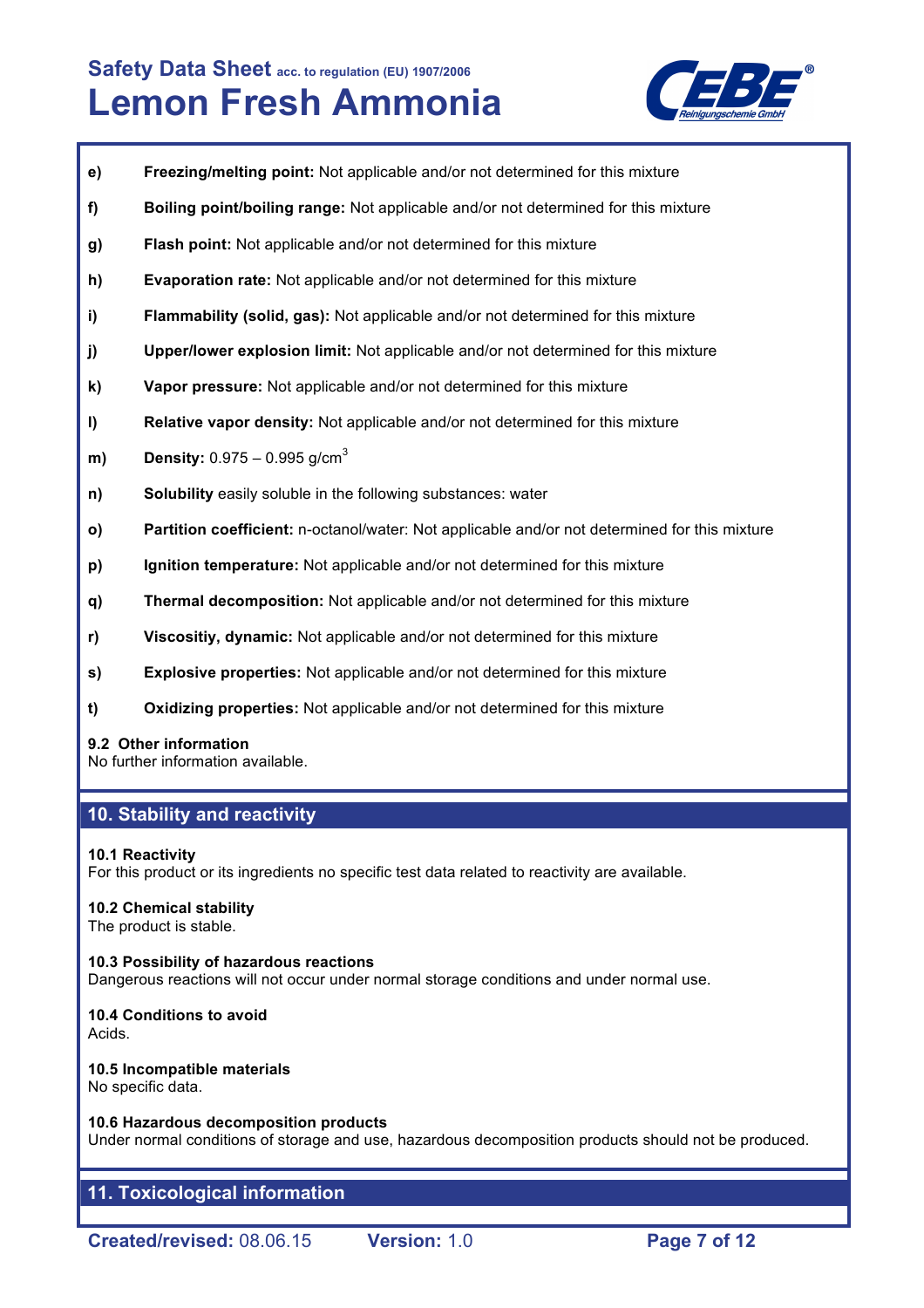**e)** **Freezing/melting point:** Not applicable and/or not determined for this mixture

**f)** **Boiling point/boiling range:** Not applicable and/or not determined for this mixture

**g)** **Flash point:** Not applicable and/or not determined for this mixture

**h)** **Evaporation rate:** Not applicable and/or not determined for this mixture

**i)** **Flammability (solid, gas):** Not applicable and/or not determined for this mixture

**j)** **Upper/lower explosion limit:** Not applicable and/or not determined for this mixture

**k)** **Vapor pressure:** Not applicable and/or not determined for this mixture

**l)** **Relative vapor density:** Not applicable and/or not determined for this mixture

**m)** **Density:** 0.975 – 0.995 g/cm$^3$

**n)** **Solubility** easily soluble in the following substances: water

**o)** **Partition coefficient:** n-octanol/water: Not applicable and/or not determined for this mixture

**p)** **Ignition temperature:** Not applicable and/or not determined for this mixture

**q)** **Thermal decomposition:** Not applicable and/or not determined for this mixture

**r)** **Viscositiy, dynamic:** Not applicable and/or not determined for this mixture

**s)** **Explosive properties:** Not applicable and/or not determined for this mixture

**t)** **Oxidizing properties:** Not applicable and/or not determined for this mixture

**9.2 Other information**
No further information available.

## 10. Stability and reactivity

**10.1 Reactivity**
For this product or its ingredients no specific test data related to reactivity are available.

**10.2 Chemical stability**
The product is stable.

**10.3 Possibility of hazardous reactions**
Dangerous reactions will not occur under normal storage conditions and under normal use.

**10.4 Conditions to avoid**
Acids.

**10.5 Incompatible materials**
No specific data.

**10.6 Hazardous decomposition products**
Under normal conditions of storage and use, hazardous decomposition products should not be produced.

## 11. Toxicological information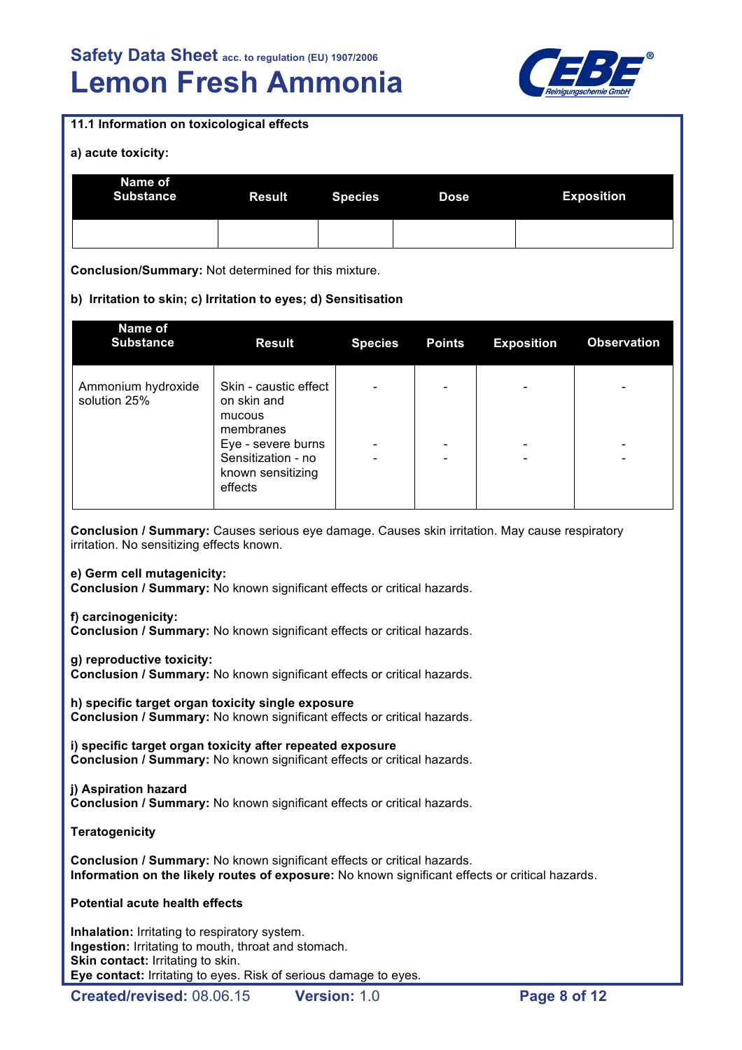### 11.1 Information on toxicological effects

**a) acute toxicity:**

| Name of Substance | Result | Species | Dose | Exposition |
|---|---|---|---|---|
| | | | | |

**Conclusion/Summary:** Not determined for this mixture.

**b) Irritation to skin; c) Irritation to eyes; d) Sensitisation**

| Name of Substance | Result | Species | Points | Exposition | Observation |
|---|---|---|---|---|---|
| Ammonium hydroxide solution 25% | Skin - caustic effect on skin and mucous membranes | - | - | - | - |
| | Eye - severe burns | - | - | - | - |
| | Sensitization - no known sensitizing effects | - | - | - | - |

**Conclusion / Summary:** Causes serious eye damage. Causes skin irritation. May cause respiratory irritation. No sensitizing effects known.

**e) Germ cell mutagenicity:**
**Conclusion / Summary:** No known significant effects or critical hazards.

**f) carcinogenicity:**
**Conclusion / Summary:** No known significant effects or critical hazards.

**g) reproductive toxicity:**
**Conclusion / Summary:** No known significant effects or critical hazards.

**h) specific target organ toxicity single exposure**
**Conclusion / Summary:** No known significant effects or critical hazards.

**i) specific target organ toxicity after repeated exposure**
**Conclusion / Summary:** No known significant effects or critical hazards.

**j) Aspiration hazard**
**Conclusion / Summary:** No known significant effects or critical hazards.

**Teratogenicity**

**Conclusion / Summary:** No known significant effects or critical hazards.
**Information on the likely routes of exposure:** No known significant effects or critical hazards.

**Potential acute health effects**

**Inhalation:** Irritating to respiratory system.
**Ingestion:** Irritating to mouth, throat and stomach.
**Skin contact:** Irritating to skin.
**Eye contact:** Irritating to eyes. Risk of serious damage to eyes.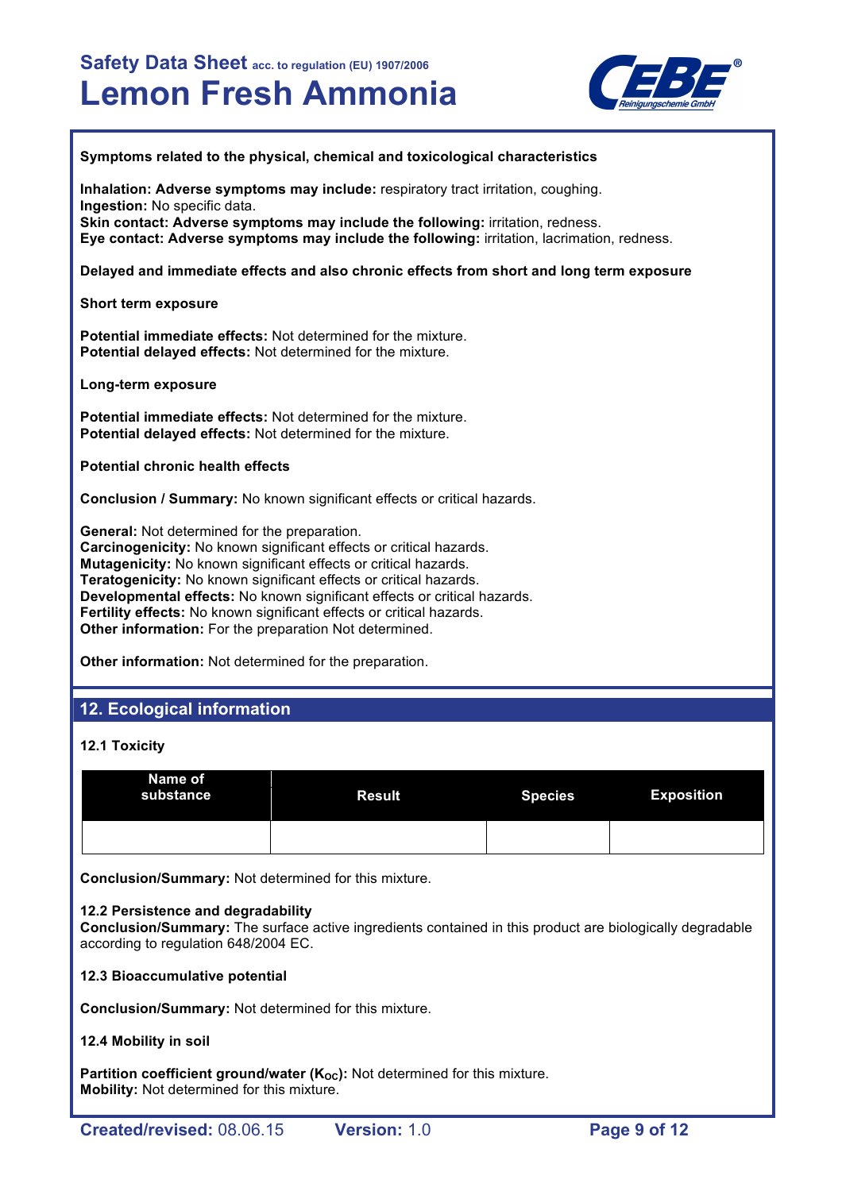**Symptoms related to the physical, chemical and toxicological characteristics**

**Inhalation: Adverse symptoms may include:** respiratory tract irritation, coughing.
**Ingestion:** No specific data.
**Skin contact: Adverse symptoms may include the following:** irritation, redness.
**Eye contact: Adverse symptoms may include the following:** irritation, lacrimation, redness.

**Delayed and immediate effects and also chronic effects from short and long term exposure**

**Short term exposure**

**Potential immediate effects:** Not determined for the mixture.
**Potential delayed effects:** Not determined for the mixture.

**Long-term exposure**

**Potential immediate effects:** Not determined for the mixture.
**Potential delayed effects:** Not determined for the mixture.

**Potential chronic health effects**

**Conclusion / Summary:** No known significant effects or critical hazards.

**General:** Not determined for the preparation.
**Carcinogenicity:** No known significant effects or critical hazards.
**Mutagenicity:** No known significant effects or critical hazards.
**Teratogenicity:** No known significant effects or critical hazards.
**Developmental effects:** No known significant effects or critical hazards.
**Fertility effects:** No known significant effects or critical hazards.
**Other information:** For the preparation Not determined.

**Other information:** Not determined for the preparation.

## 12. Ecological information

### 12.1 Toxicity

| Name of substance | Result | Species | Exposition |
|---|---|---|---|
| | | | |

**Conclusion/Summary:** Not determined for this mixture.

### 12.2 Persistence and degradability

**Conclusion/Summary:** The surface active ingredients contained in this product are biologically degradable according to regulation 648/2004 EC.

### 12.3 Bioaccumulative potential

**Conclusion/Summary:** Not determined for this mixture.

### 12.4 Mobility in soil

**Partition coefficient ground/water ($K_{OC}$):** Not determined for this mixture.
**Mobility:** Not determined for this mixture.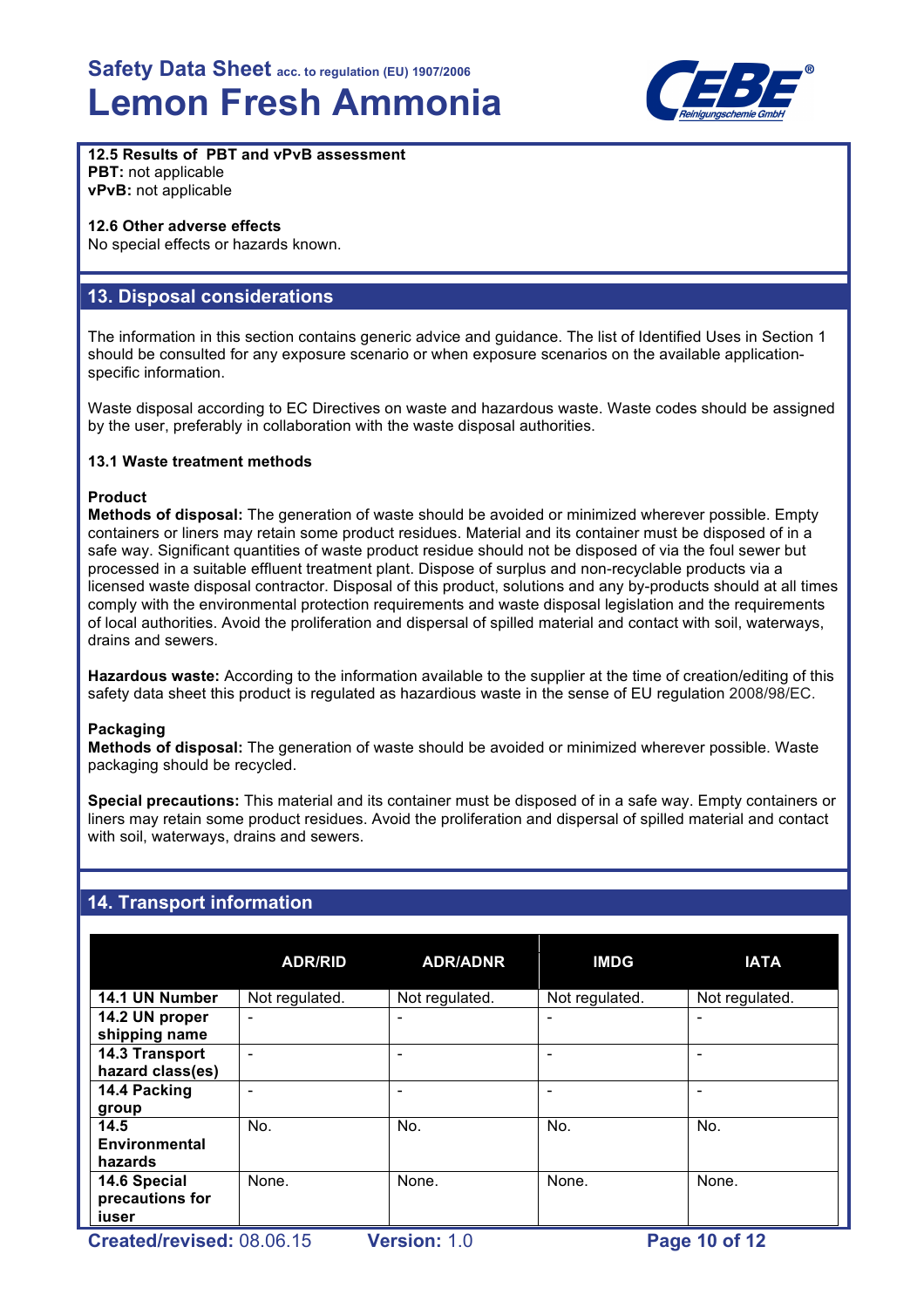**12.5 Results of PBT and vPvB assessment**
**PBT:** not applicable
**vPvB:** not applicable

**12.6 Other adverse effects**
No special effects or hazards known.

## 13. Disposal considerations

The information in this section contains generic advice and guidance. The list of Identified Uses in Section 1 should be consulted for any exposure scenario or when exposure scenarios on the available application-specific information.

Waste disposal according to EC Directives on waste and hazardous waste. Waste codes should be assigned by the user, preferably in collaboration with the waste disposal authorities.

### 13.1 Waste treatment methods

**Product**
**Methods of disposal:** The generation of waste should be avoided or minimized wherever possible. Empty containers or liners may retain some product residues. Material and its container must be disposed of in a safe way. Significant quantities of waste product residue should not be disposed of via the foul sewer but processed in a suitable effluent treatment plant. Dispose of surplus and non-recyclable products via a licensed waste disposal contractor. Disposal of this product, solutions and any by-products should at all times comply with the environmental protection requirements and waste disposal legislation and the requirements of local authorities. Avoid the proliferation and dispersal of spilled material and contact with soil, waterways, drains and sewers.

**Hazardous waste:** According to the information available to the supplier at the time of creation/editing of this safety data sheet this product is regulated as hazardious waste in the sense of EU regulation 2008/98/EC.

**Packaging**
**Methods of disposal:** The generation of waste should be avoided or minimized wherever possible. Waste packaging should be recycled.

**Special precautions:** This material and its container must be disposed of in a safe way. Empty containers or liners may retain some product residues. Avoid the proliferation and dispersal of spilled material and contact with soil, waterways, drains and sewers.

## 14. Transport information

| | ADR/RID | ADR/ADNR | IMDG | IATA |
|---|---|---|---|---|
| **14.1 UN Number** | Not regulated. | Not regulated. | Not regulated. | Not regulated. |
| **14.2 UN proper shipping name** | - | - | - | - |
| **14.3 Transport hazard class(es)** | - | - | - | - |
| **14.4 Packing group** | - | - | - | - |
| **14.5 Environmental hazards** | No. | No. | No. | No. |
| **14.6 Special precautions for iuser** | None. | None. | None. | None. |

**Created/revised:** 08.06.15 **Version:** 1.0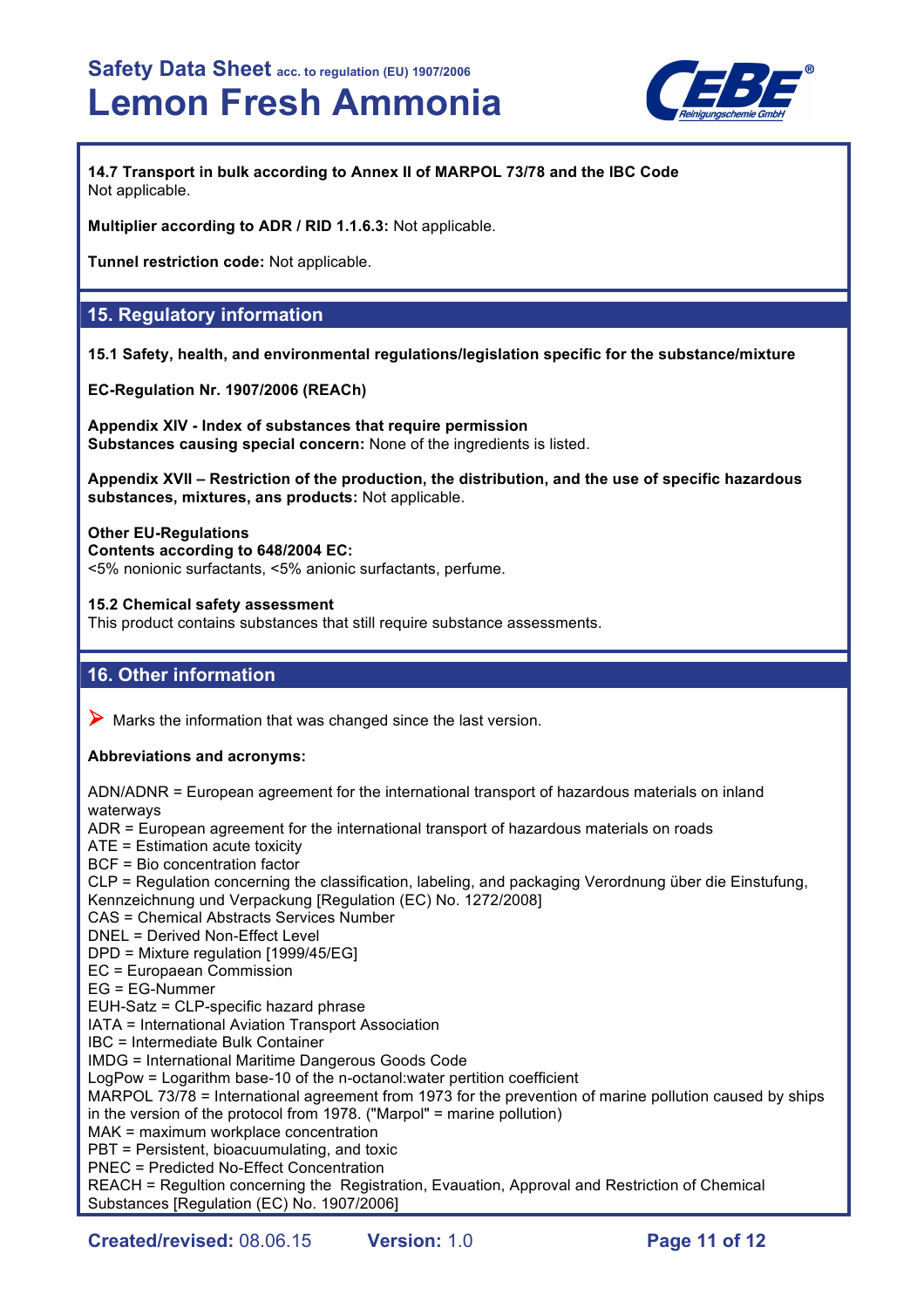**14.7 Transport in bulk according to Annex II of MARPOL 73/78 and the IBC Code**
Not applicable.

**Multiplier according to ADR / RID 1.1.6.3:** Not applicable.

**Tunnel restriction code:** Not applicable.

## 15. Regulatory information

**15.1 Safety, health, and environmental regulations/legislation specific for the substance/mixture**

**EC-Regulation Nr. 1907/2006 (REACh)**

**Appendix XIV - Index of substances that require permission**
**Substances causing special concern:** None of the ingredients is listed.

**Appendix XVII – Restriction of the production, the distribution, and the use of specific hazardous substances, mixtures, ans products:** Not applicable.

**Other EU-Regulations**
**Contents according to 648/2004 EC:**
<5% nonionic surfactants, <5% anionic surfactants, perfume.

**15.2 Chemical safety assessment**
This product contains substances that still require substance assessments.

## 16. Other information

➤ Marks the information that was changed since the last version.

**Abbreviations and acronyms:**

ADN/ADNR = European agreement for the international transport of hazardous materials on inland waterways
ADR = European agreement for the international transport of hazardous materials on roads
ATE = Estimation acute toxicity
BCF = Bio concentration factor
CLP = Regulation concerning the classification, labeling, and packaging Verordnung über die Einstufung, Kennzeichnung und Verpackung [Regulation (EC) No. 1272/2008]
CAS = Chemical Abstracts Services Number
DNEL = Derived Non-Effect Level
DPD = Mixture regulation [1999/45/EG]
EC = Europaean Commission
EG = EG-Nummer
EUH-Satz = CLP-specific hazard phrase
IATA = International Aviation Transport Association
IBC = Intermediate Bulk Container
IMDG = International Maritime Dangerous Goods Code
LogPow = Logarithm base-10 of the n-octanol:water pertition coefficient
MARPOL 73/78 = International agreement from 1973 for the prevention of marine pollution caused by ships in the version of the protocol from 1978. ("Marpol" = marine pollution)
MAK = maximum workplace concentration
PBT = Persistent, bioacuumulating, and toxic
PNEC = Predicted No-Effect Concentration
REACH = Regultion concerning the Registration, Evauation, Approval and Restriction of Chemical Substances [Regulation (EC) No. 1907/2006]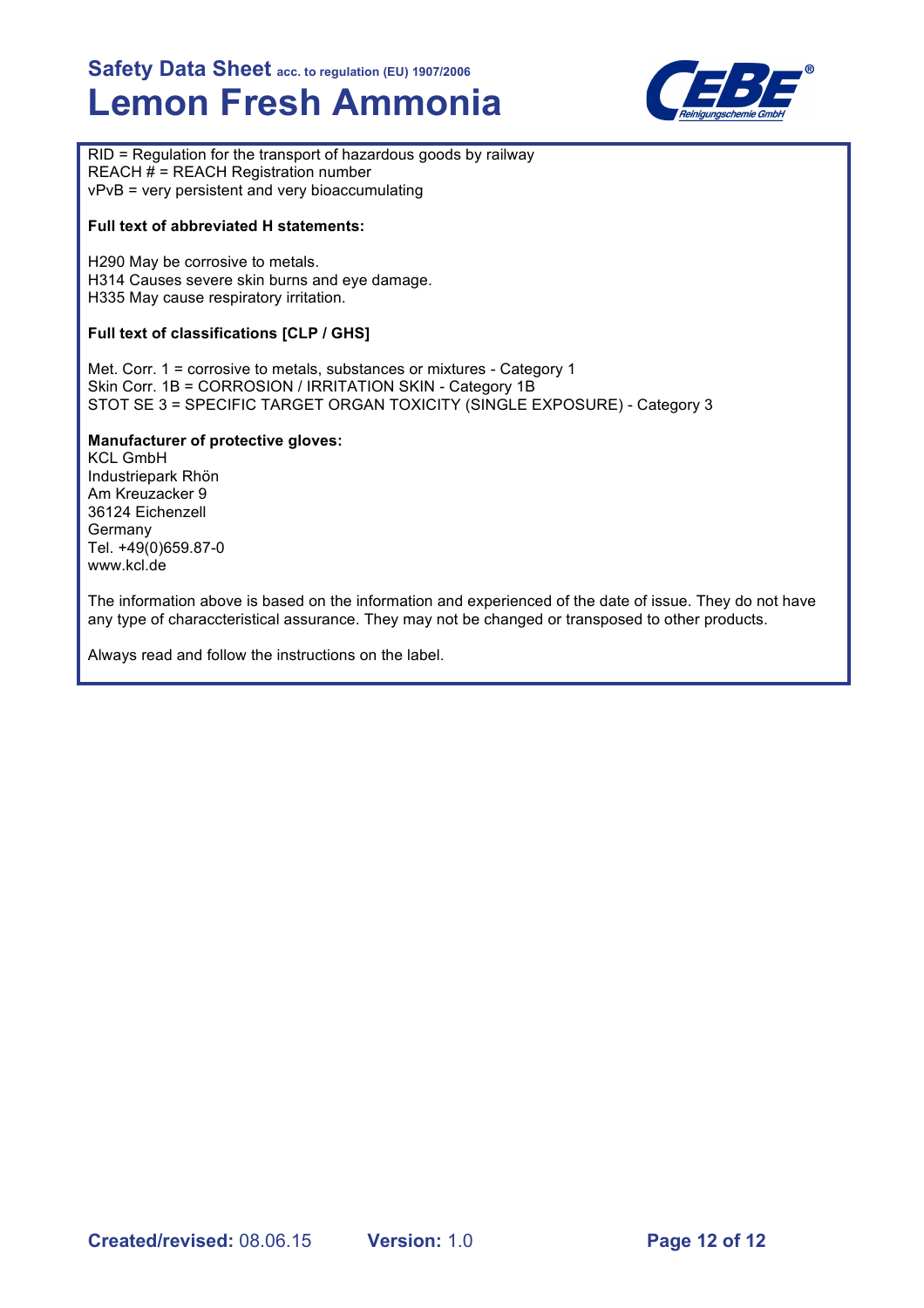RID = Regulation for the transport of hazardous goods by railway
REACH # = REACH Registration number
vPvB = very persistent and very bioaccumulating

**Full text of abbreviated H statements:**

H290 May be corrosive to metals.
H314 Causes severe skin burns and eye damage.
H335 May cause respiratory irritation.

**Full text of classifications [CLP / GHS]**

Met. Corr. 1 = corrosive to metals, substances or mixtures - Category 1
Skin Corr. 1B = CORROSION / IRRITATION SKIN - Category 1B
STOT SE 3 = SPECIFIC TARGET ORGAN TOXICITY (SINGLE EXPOSURE) - Category 3

**Manufacturer of protective gloves:**
KCL GmbH
Industriepark Rhön
Am Kreuzacker 9
36124 Eichenzell
Germany
Tel. +49(0)659.87-0
www.kcl.de

The information above is based on the information and experienced of the date of issue. They do not have any type of characcteristical assurance. They may not be changed or transposed to other products.

Always read and follow the instructions on the label.